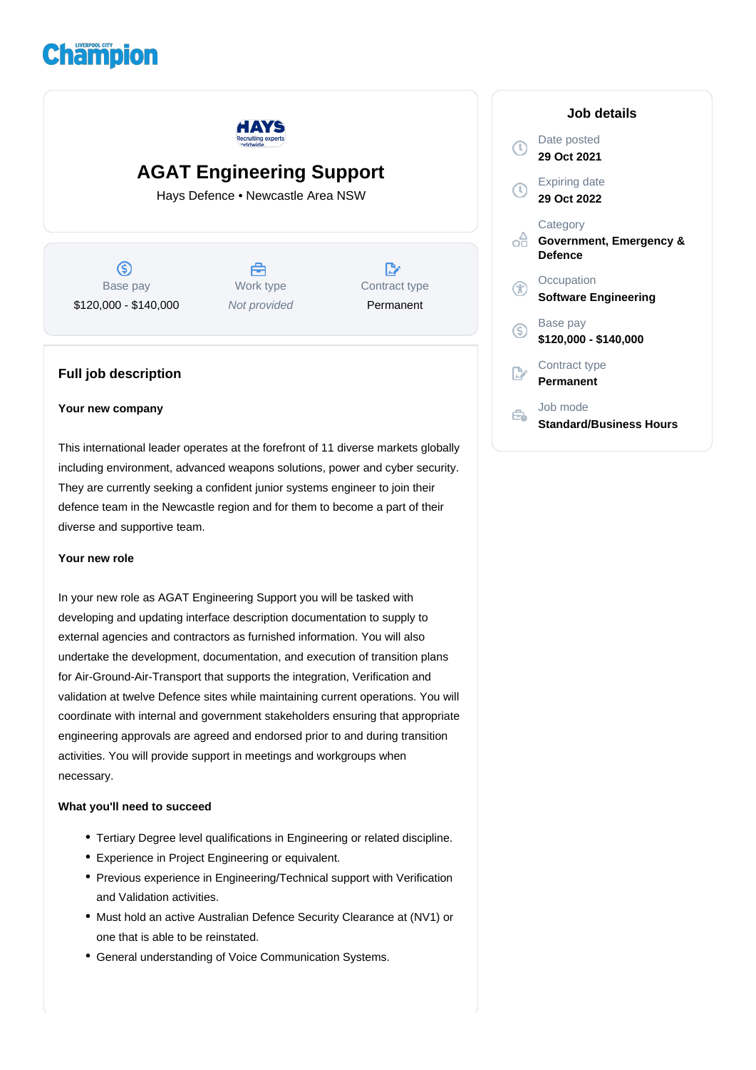# AGAT Engineering Support

Hays Defence • Newcastle Area NSW

| Base pay | Work type | Contract type |
| --- | --- | --- |
| $120,000 - $140,000 | *Not provided* | Permanent |

## Full job description

**Your new company**

This international leader operates at the forefront of 11 diverse markets globally including environment, advanced weapons solutions, power and cyber security. They are currently seeking a confident junior systems engineer to join their defence team in the Newcastle region and for them to become a part of their diverse and supportive team.

**Your new role**

In your new role as AGAT Engineering Support you will be tasked with developing and updating interface description documentation to supply to external agencies and contractors as furnished information. You will also undertake the development, documentation, and execution of transition plans for Air-Ground-Air-Transport that supports the integration, Verification and validation at twelve Defence sites while maintaining current operations. You will coordinate with internal and government stakeholders ensuring that appropriate engineering approvals are agreed and endorsed prior to and during transition activities. You will provide support in meetings and workgroups when necessary.

**What you'll need to succeed**

- Tertiary Degree level qualifications in Engineering or related discipline.
- Experience in Project Engineering or equivalent.
- Previous experience in Engineering/Technical support with Verification and Validation activities.
- Must hold an active Australian Defence Security Clearance at (NV1) or one that is able to be reinstated.
- General understanding of Voice Communication Systems.

## Job details

Date posted
**29 Oct 2021**

Expiring date
**29 Oct 2022**

Category
**Government, Emergency & Defence**

Occupation
**Software Engineering**

Base pay
**$120,000 - $140,000**

Contract type
**Permanent**

Job mode
**Standard/Business Hours**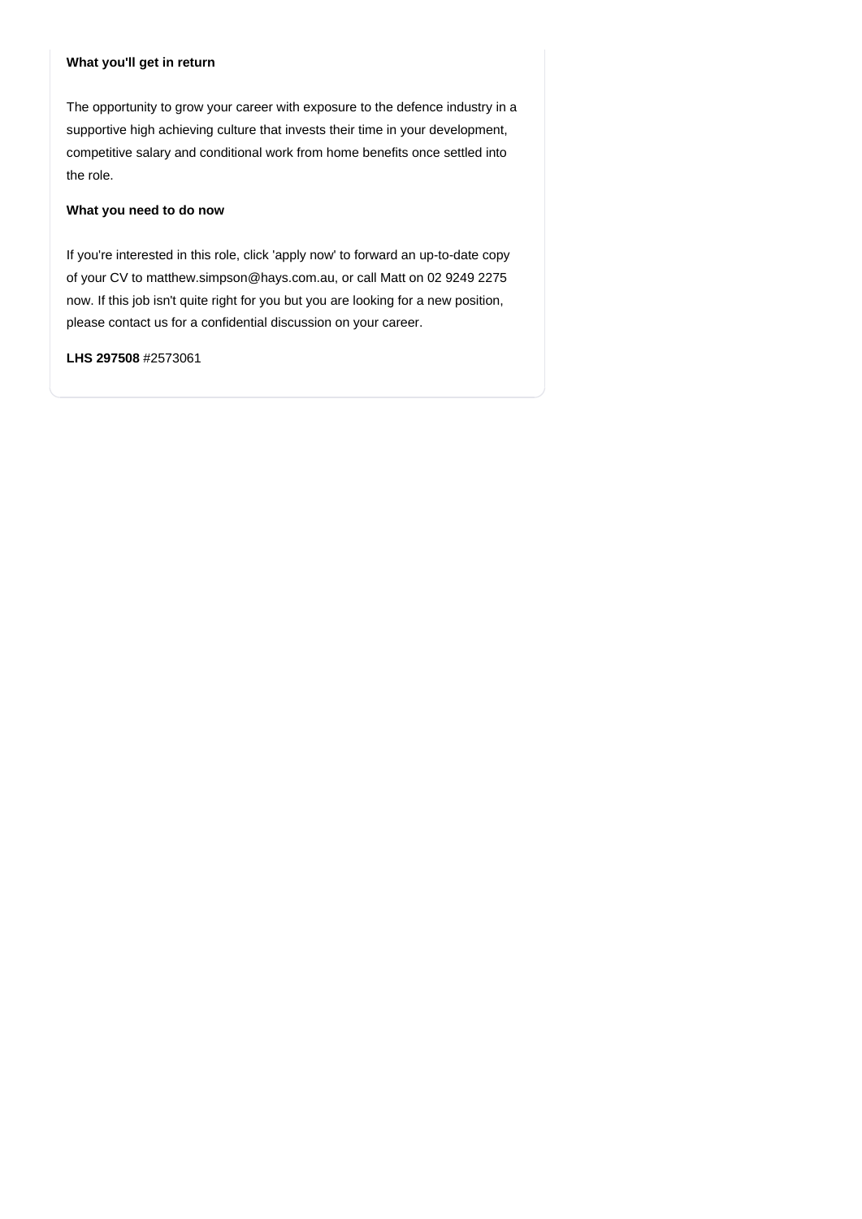**What you'll get in return**

The opportunity to grow your career with exposure to the defence industry in a supportive high achieving culture that invests their time in your development, competitive salary and conditional work from home benefits once settled into the role.

**What you need to do now**

If you're interested in this role, click 'apply now' to forward an up-to-date copy of your CV to matthew.simpson@hays.com.au, or call Matt on 02 9249 2275 now. If this job isn't quite right for you but you are looking for a new position, please contact us for a confidential discussion on your career.

**LHS 297508** #2573061